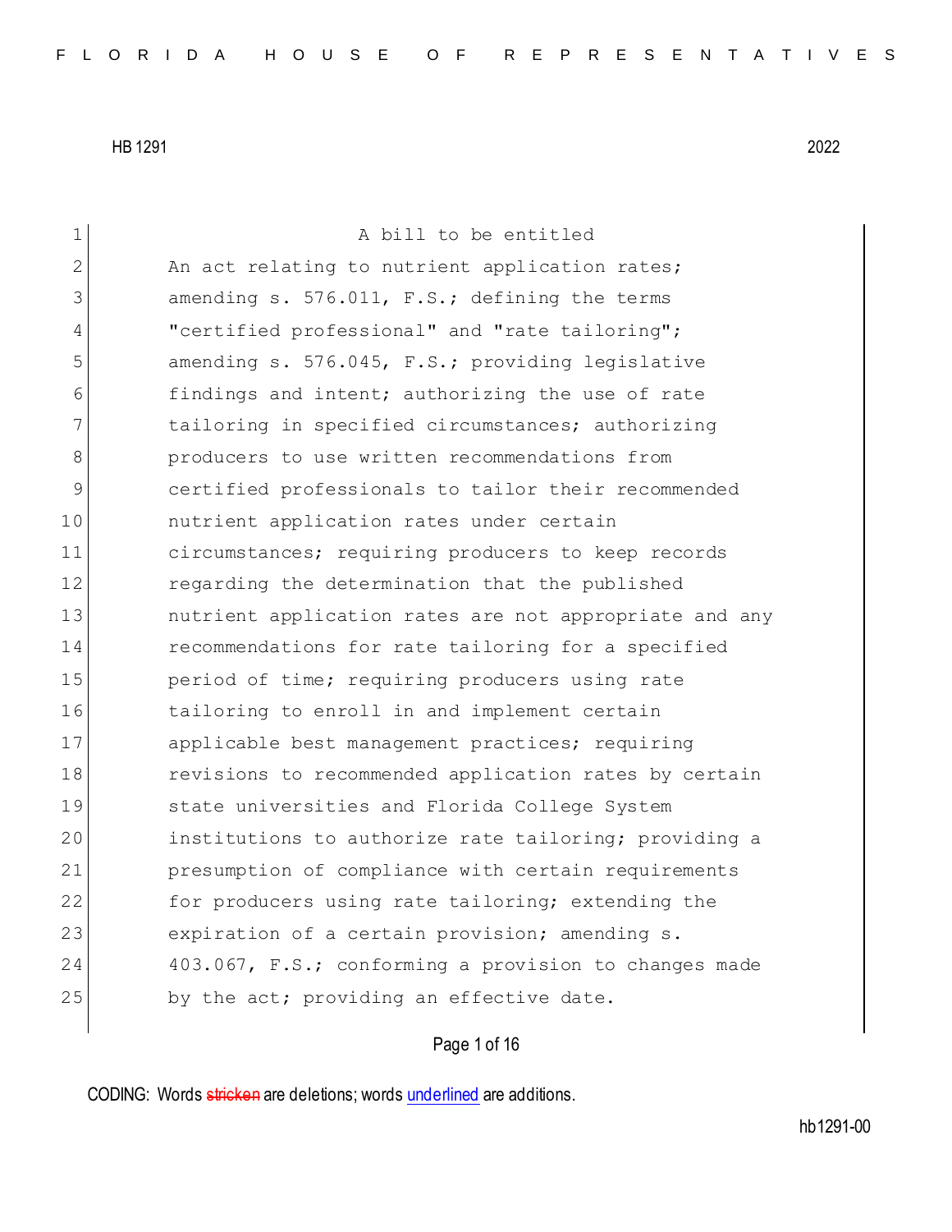HB 1291 2022

A bill to be entitled

An act relating to nutrient application rates; amending s. 576.011, F.S.; defining the terms "certified professional" and "rate tailoring"; amending s. 576.045, F.S.; providing legislative findings and intent; authorizing the use of rate tailoring in specified circumstances; authorizing producers to use written recommendations from certified professionals to tailor their recommended nutrient application rates under certain circumstances; requiring producers to keep records regarding the determination that the published nutrient application rates are not appropriate and any recommendations for rate tailoring for a specified period of time; requiring producers using rate tailoring to enroll in and implement certain applicable best management practices; requiring revisions to recommended application rates by certain state universities and Florida College System institutions to authorize rate tailoring; providing a presumption of compliance with certain requirements for producers using rate tailoring; extending the expiration of a certain provision; amending s. 403.067, F.S.; conforming a provision to changes made by the act; providing an effective date.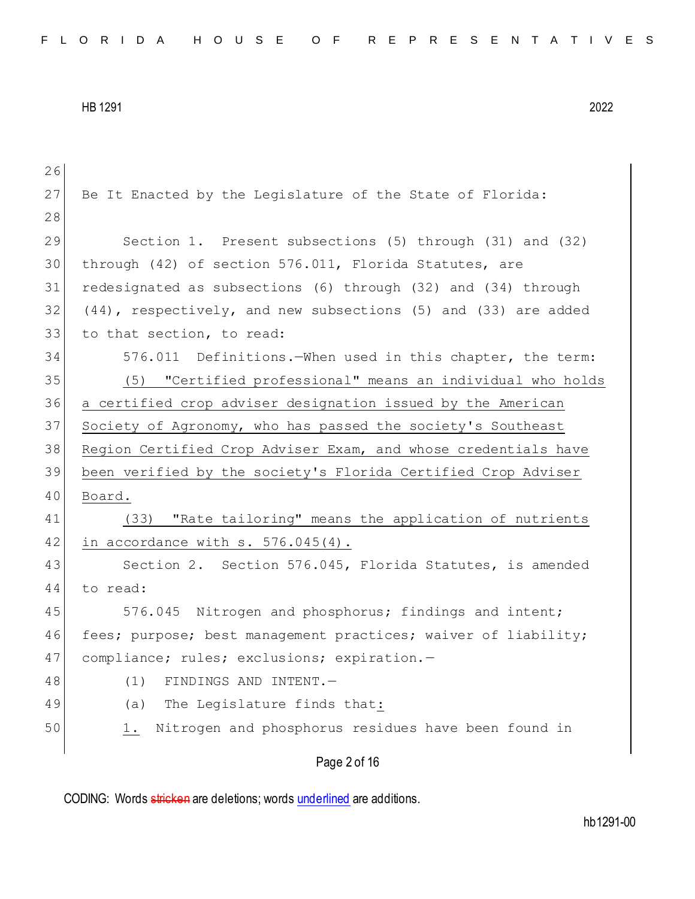Be It Enacted by the Legislature of the State of Florida:

Section 1. Present subsections (5) through (31) and (32) through (42) of section 576.011, Florida Statutes, are redesignated as subsections (6) through (32) and (34) through (44), respectively, and new subsections (5) and (33) are added to that section, to read:

576.011 Definitions.—When used in this chapter, the term:

(5) "Certified professional" means an individual who holds a certified crop adviser designation issued by the American Society of Agronomy, who has passed the society's Southeast Region Certified Crop Adviser Exam, and whose credentials have been verified by the society's Florida Certified Crop Adviser Board.

(33) "Rate tailoring" means the application of nutrients in accordance with s. 576.045(4).

Section 2. Section 576.045, Florida Statutes, is amended to read:

576.045 Nitrogen and phosphorus; findings and intent; fees; purpose; best management practices; waiver of liability; compliance; rules; exclusions; expiration.—

(1) FINDINGS AND INTENT.—

(a) The Legislature finds that:

1. Nitrogen and phosphorus residues have been found in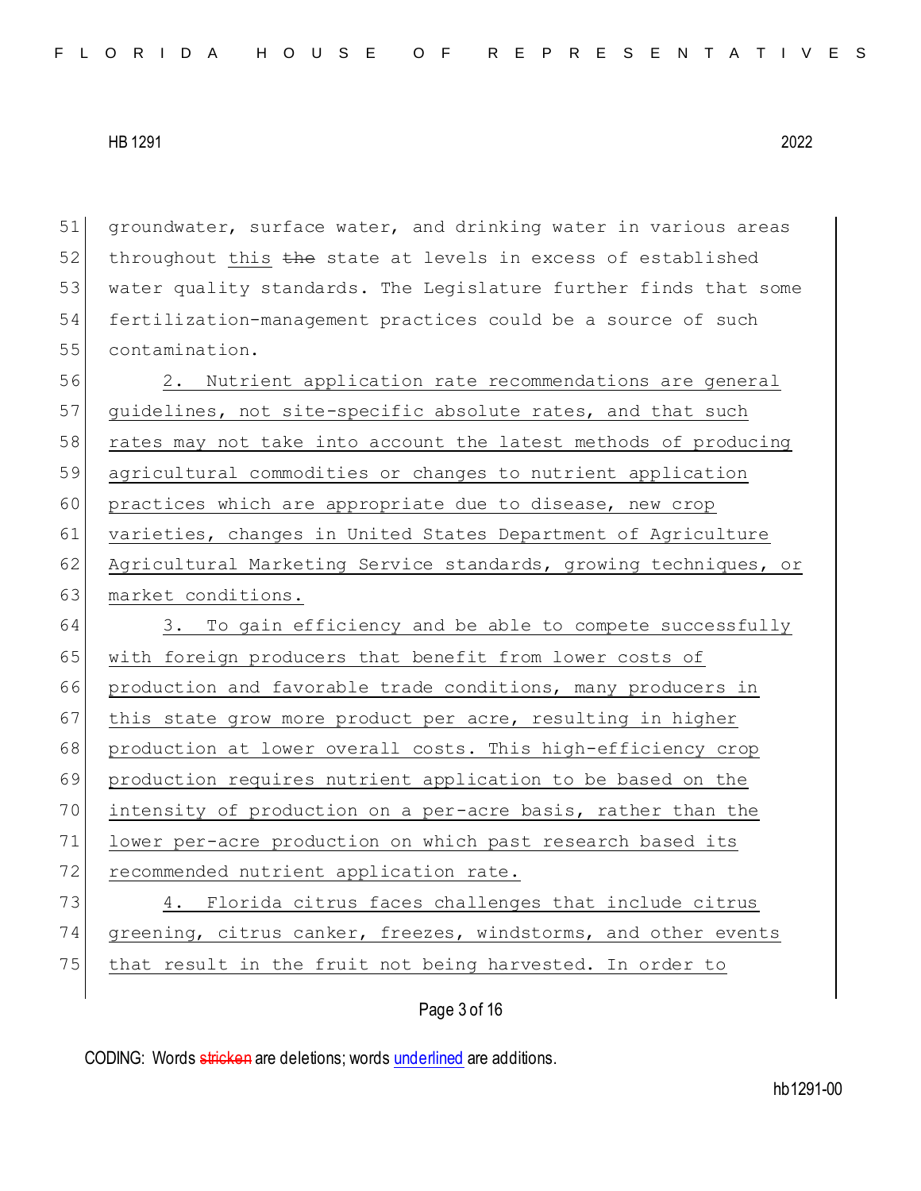51 groundwater, surface water, and drinking water in various areas
52 throughout this ~~the~~ state at levels in excess of established
53 water quality standards. The Legislature further finds that some
54 fertilization-management practices could be a source of such
55 contamination.

56 2. Nutrient application rate recommendations are general
57 guidelines, not site-specific absolute rates, and that such
58 rates may not take into account the latest methods of producing
59 agricultural commodities or changes to nutrient application
60 practices which are appropriate due to disease, new crop
61 varieties, changes in United States Department of Agriculture
62 Agricultural Marketing Service standards, growing techniques, or
63 market conditions.

64 3. To gain efficiency and be able to compete successfully
65 with foreign producers that benefit from lower costs of
66 production and favorable trade conditions, many producers in
67 this state grow more product per acre, resulting in higher
68 production at lower overall costs. This high-efficiency crop
69 production requires nutrient application to be based on the
70 intensity of production on a per-acre basis, rather than the
71 lower per-acre production on which past research based its
72 recommended nutrient application rate.

73 4. Florida citrus faces challenges that include citrus
74 greening, citrus canker, freezes, windstorms, and other events
75 that result in the fruit not being harvested. In order to

CODING: Words ~~stricken~~ are deletions; words underlined are additions.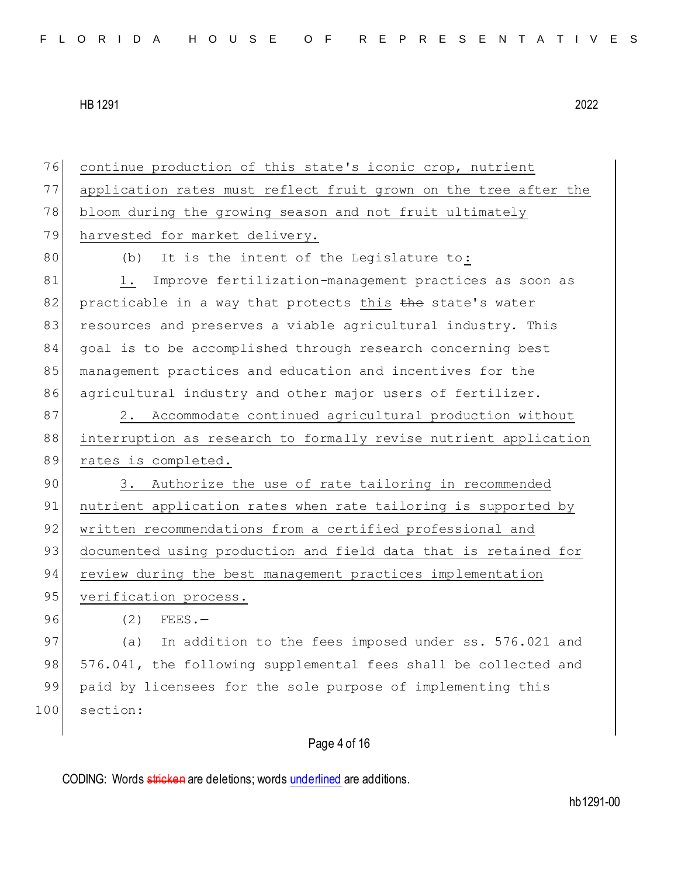continue production of this state's iconic crop, nutrient application rates must reflect fruit grown on the tree after the bloom during the growing season and not fruit ultimately harvested for market delivery.

(b) It is the intent of the Legislature to:

1. Improve fertilization-management practices as soon as practicable in a way that protects this ~~the~~ state's water resources and preserves a viable agricultural industry. This goal is to be accomplished through research concerning best management practices and education and incentives for the agricultural industry and other major users of fertilizer.

2. Accommodate continued agricultural production without interruption as research to formally revise nutrient application rates is completed.

3. Authorize the use of rate tailoring in recommended nutrient application rates when rate tailoring is supported by written recommendations from a certified professional and documented using production and field data that is retained for review during the best management practices implementation verification process.

(2) FEES.—

(a) In addition to the fees imposed under ss. 576.021 and 576.041, the following supplemental fees shall be collected and paid by licensees for the sole purpose of implementing this section: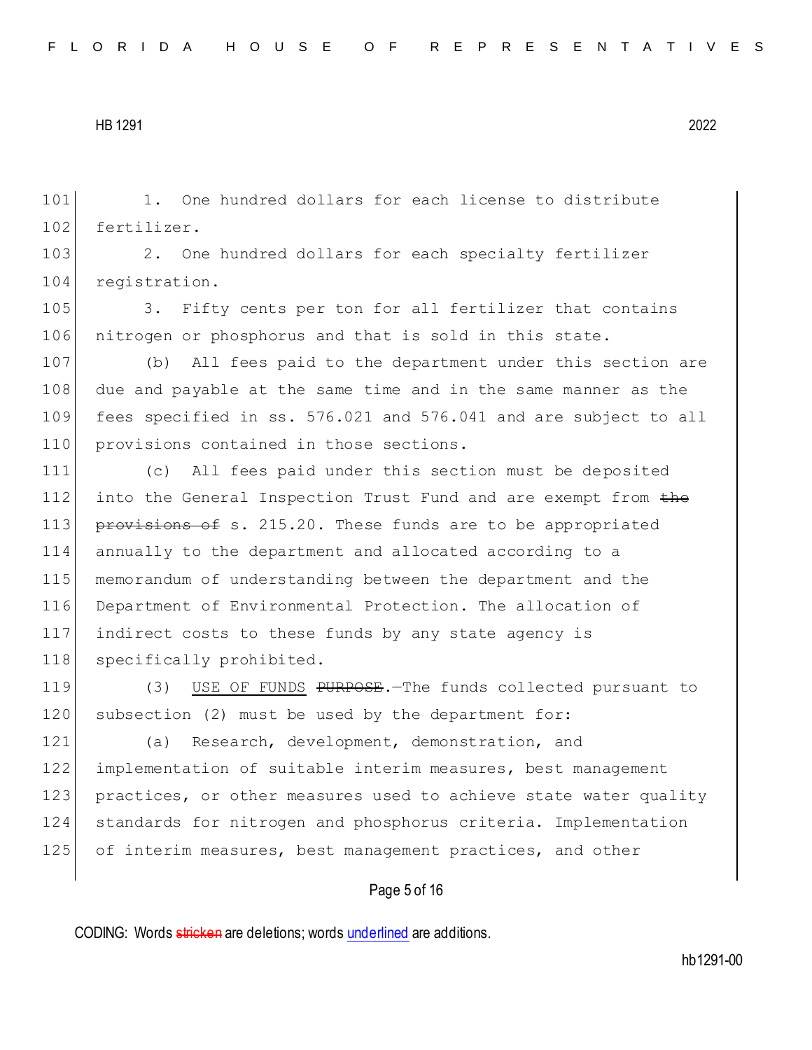1. One hundred dollars for each license to distribute fertilizer.

2. One hundred dollars for each specialty fertilizer registration.

3. Fifty cents per ton for all fertilizer that contains nitrogen or phosphorus and that is sold in this state.

(b) All fees paid to the department under this section are due and payable at the same time and in the same manner as the fees specified in ss. 576.021 and 576.041 and are subject to all provisions contained in those sections.

(c) All fees paid under this section must be deposited into the General Inspection Trust Fund and are exempt from ~~the provisions of~~ s. 215.20. These funds are to be appropriated annually to the department and allocated according to a memorandum of understanding between the department and the Department of Environmental Protection. The allocation of indirect costs to these funds by any state agency is specifically prohibited.

(3) USE OF FUNDS ~~PURPOSE~~.—The funds collected pursuant to subsection (2) must be used by the department for:

(a) Research, development, demonstration, and implementation of suitable interim measures, best management practices, or other measures used to achieve state water quality standards for nitrogen and phosphorus criteria. Implementation of interim measures, best management practices, and other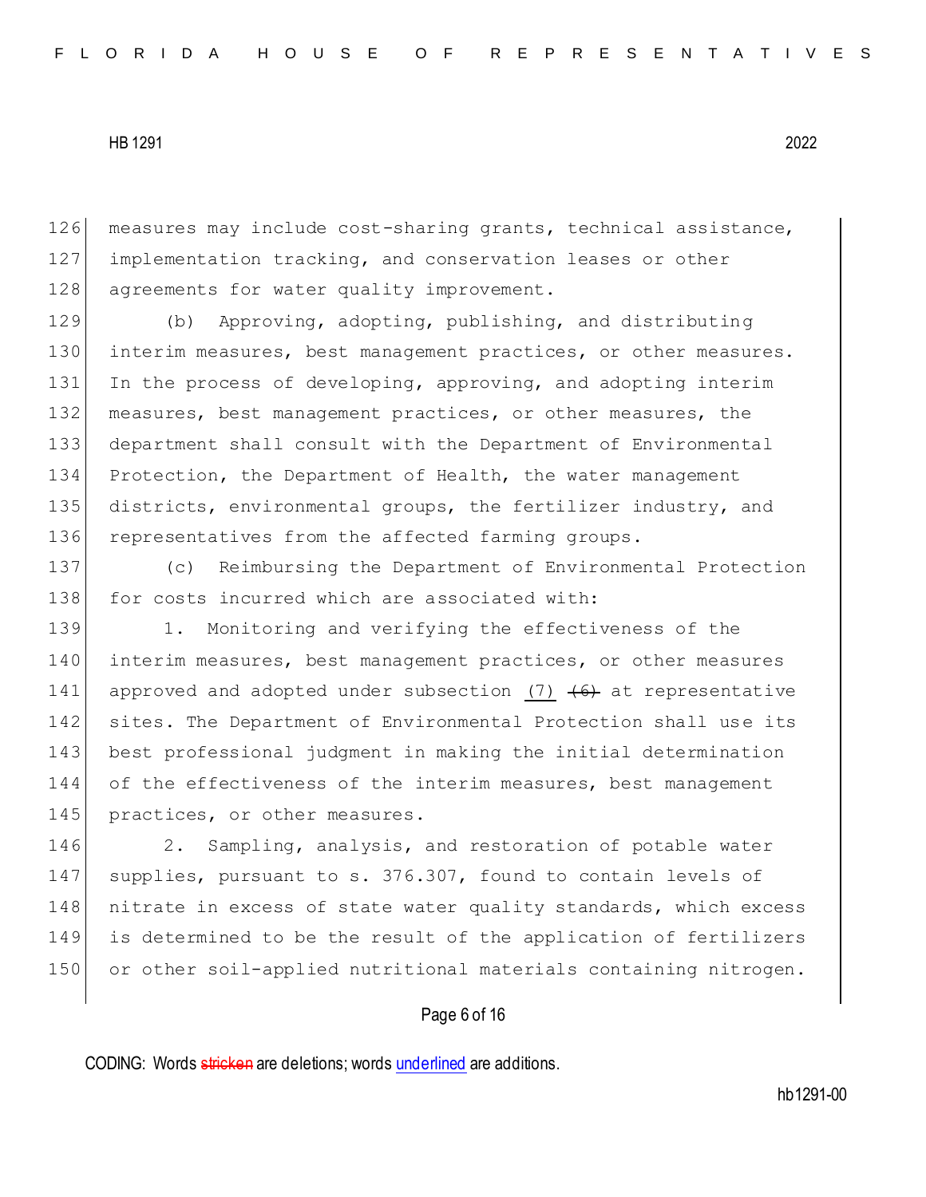measures may include cost-sharing grants, technical assistance, implementation tracking, and conservation leases or other agreements for water quality improvement.

(b) Approving, adopting, publishing, and distributing interim measures, best management practices, or other measures. In the process of developing, approving, and adopting interim measures, best management practices, or other measures, the department shall consult with the Department of Environmental Protection, the Department of Health, the water management districts, environmental groups, the fertilizer industry, and representatives from the affected farming groups.

(c) Reimbursing the Department of Environmental Protection for costs incurred which are associated with:

1. Monitoring and verifying the effectiveness of the interim measures, best management practices, or other measures approved and adopted under subsection <u>(7)</u> ~~(6)~~ at representative sites. The Department of Environmental Protection shall use its best professional judgment in making the initial determination of the effectiveness of the interim measures, best management practices, or other measures.

2. Sampling, analysis, and restoration of potable water supplies, pursuant to s. 376.307, found to contain levels of nitrate in excess of state water quality standards, which excess is determined to be the result of the application of fertilizers or other soil-applied nutritional materials containing nitrogen.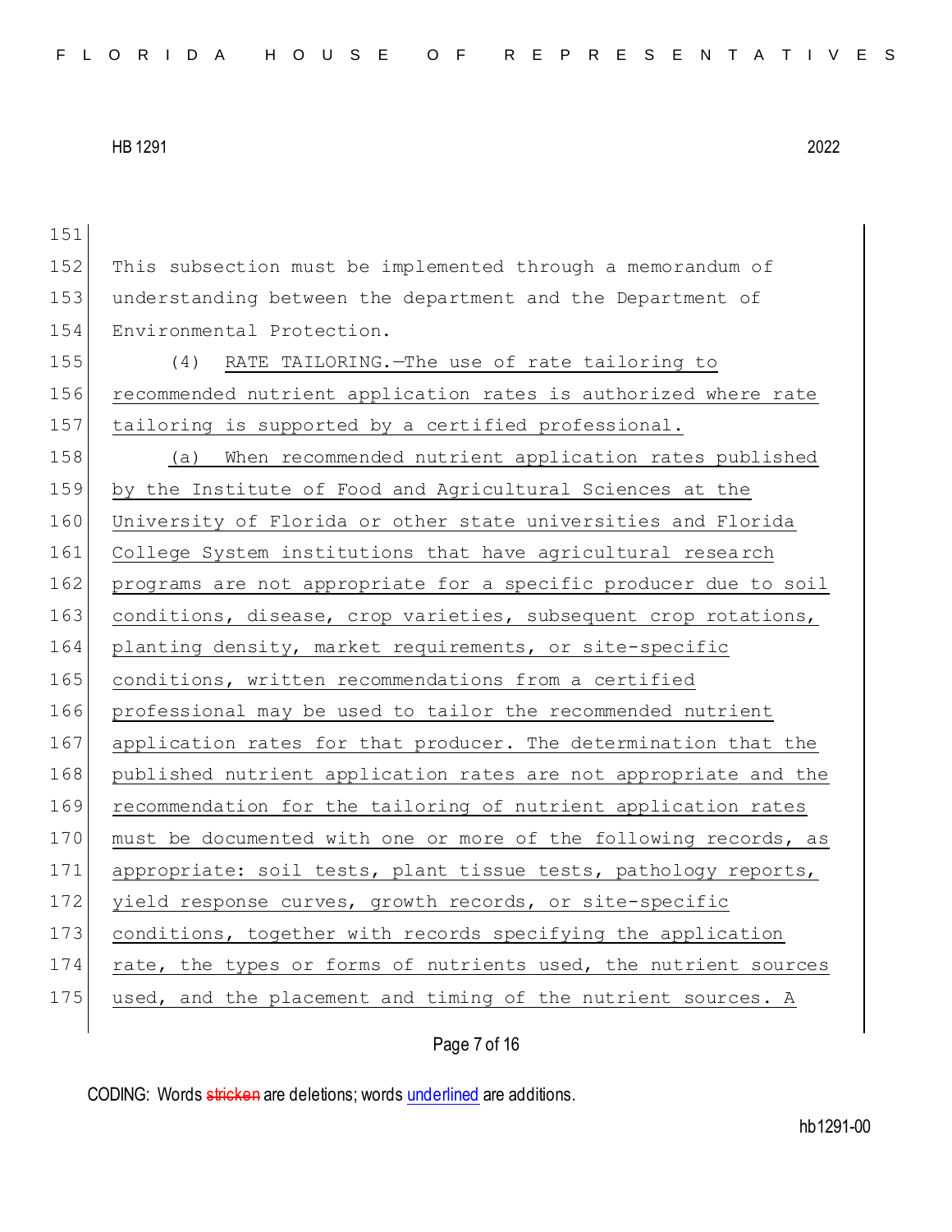This subsection must be implemented through a memorandum of understanding between the department and the Department of Environmental Protection.

(4) <u>RATE TAILORING.—The use of rate tailoring to recommended nutrient application rates is authorized where rate tailoring is supported by a certified professional.</u>

<u>(a) When recommended nutrient application rates published by the Institute of Food and Agricultural Sciences at the University of Florida or other state universities and Florida College System institutions that have agricultural research programs are not appropriate for a specific producer due to soil conditions, disease, crop varieties, subsequent crop rotations, planting density, market requirements, or site-specific conditions, written recommendations from a certified professional may be used to tailor the recommended nutrient application rates for that producer. The determination that the published nutrient application rates are not appropriate and the recommendation for the tailoring of nutrient application rates must be documented with one or more of the following records, as appropriate: soil tests, plant tissue tests, pathology reports, yield response curves, growth records, or site-specific conditions, together with records specifying the application rate, the types or forms of nutrients used, the nutrient sources used, and the placement and timing of the nutrient sources. A</u>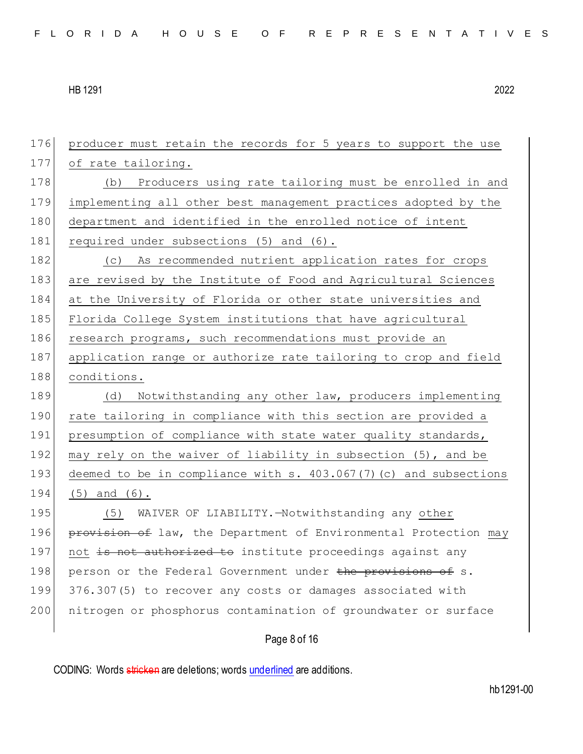176 producer must retain the records for 5 years to support the use
177 of rate tailoring.

178 (b) Producers using rate tailoring must be enrolled in and
179 implementing all other best management practices adopted by the
180 department and identified in the enrolled notice of intent
181 required under subsections (5) and (6).

182 (c) As recommended nutrient application rates for crops
183 are revised by the Institute of Food and Agricultural Sciences
184 at the University of Florida or other state universities and
185 Florida College System institutions that have agricultural
186 research programs, such recommendations must provide an
187 application range or authorize rate tailoring to crop and field
188 conditions.

189 (d) Notwithstanding any other law, producers implementing
190 rate tailoring in compliance with this section are provided a
191 presumption of compliance with state water quality standards,
192 may rely on the waiver of liability in subsection (5), and be
193 deemed to be in compliance with s. 403.067(7)(c) and subsections
194 (5) and (6).

195 (5) WAIVER OF LIABILITY.—Notwithstanding any other
196 ~~provision of~~ law, the Department of Environmental Protection may
197 not ~~is not authorized to~~ institute proceedings against any
198 person or the Federal Government under ~~the provisions of~~ s.
199 376.307(5) to recover any costs or damages associated with
200 nitrogen or phosphorus contamination of groundwater or surface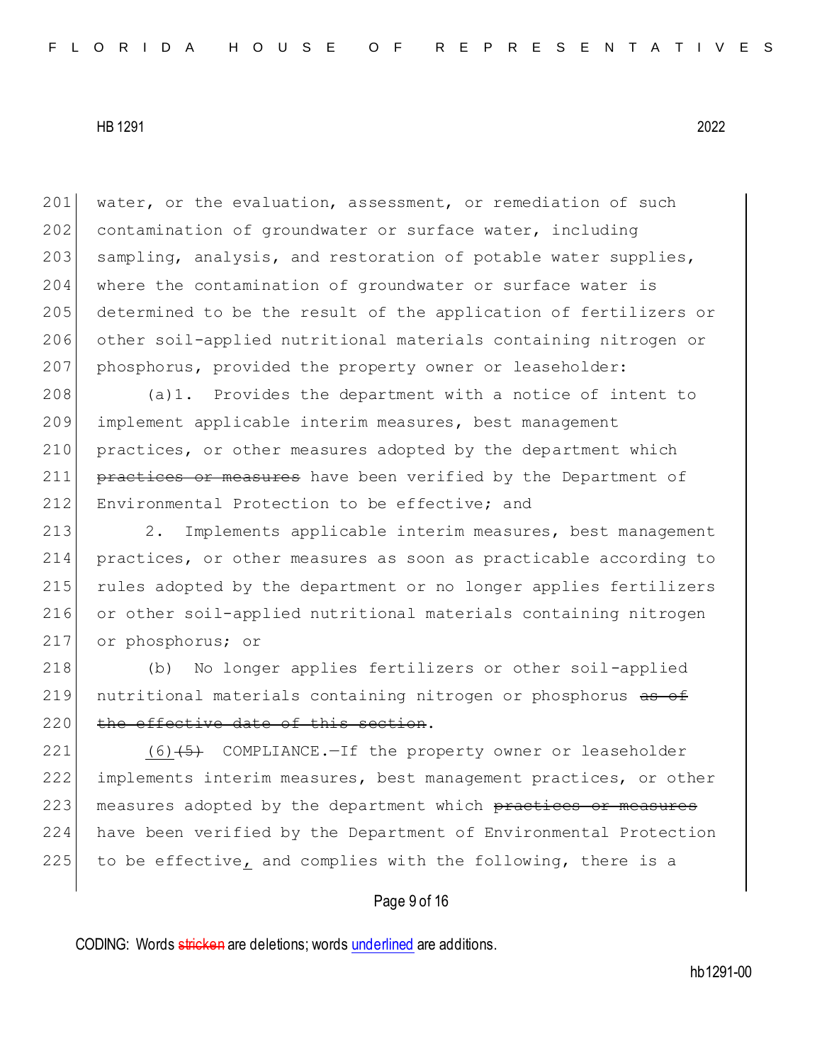201 water, or the evaluation, assessment, or remediation of such
202 contamination of groundwater or surface water, including
203 sampling, analysis, and restoration of potable water supplies,
204 where the contamination of groundwater or surface water is
205 determined to be the result of the application of fertilizers or
206 other soil-applied nutritional materials containing nitrogen or
207 phosphorus, provided the property owner or leaseholder:

208 (a)1. Provides the department with a notice of intent to
209 implement applicable interim measures, best management
210 practices, or other measures adopted by the department which
211 ~~practices or measures~~ have been verified by the Department of
212 Environmental Protection to be effective; and

213 2. Implements applicable interim measures, best management
214 practices, or other measures as soon as practicable according to
215 rules adopted by the department or no longer applies fertilizers
216 or other soil-applied nutritional materials containing nitrogen
217 or phosphorus; or

218 (b) No longer applies fertilizers or other soil-applied
219 nutritional materials containing nitrogen or phosphorus ~~as of~~
220 ~~the effective date of this section~~.

221 <u>(6)</u>~~(5)~~ COMPLIANCE.—If the property owner or leaseholder
222 implements interim measures, best management practices, or other
223 measures adopted by the department which ~~practices or measures~~
224 have been verified by the Department of Environmental Protection
225 to be effective<u>,</u> and complies with the following, there is a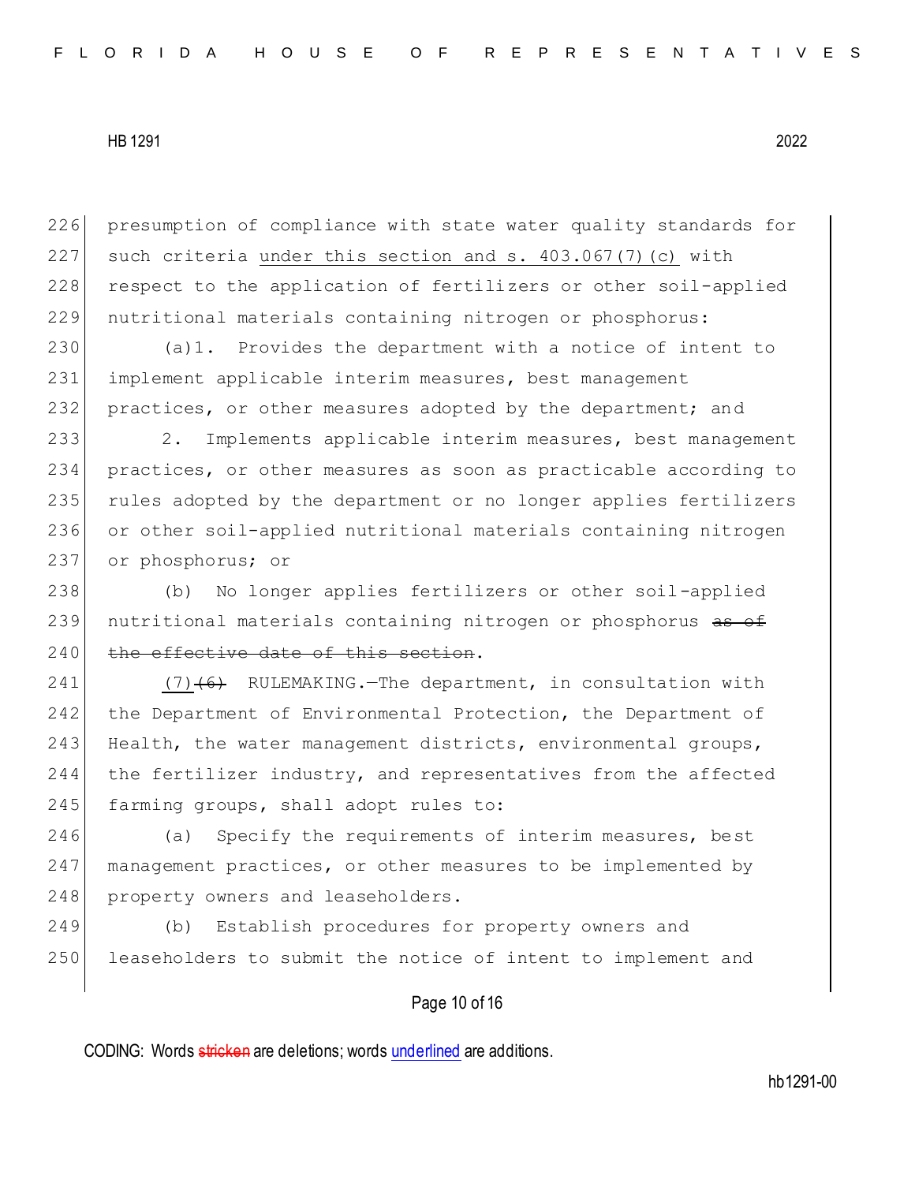226 presumption of compliance with state water quality standards for
227 such criteria <u>under this section and s. 403.067(7)(c)</u> with
228 respect to the application of fertilizers or other soil-applied
229 nutritional materials containing nitrogen or phosphorus:

230 (a)1. Provides the department with a notice of intent to
231 implement applicable interim measures, best management
232 practices, or other measures adopted by the department; and

233 2. Implements applicable interim measures, best management
234 practices, or other measures as soon as practicable according to
235 rules adopted by the department or no longer applies fertilizers
236 or other soil-applied nutritional materials containing nitrogen
237 or phosphorus; or

238 (b) No longer applies fertilizers or other soil-applied
239 nutritional materials containing nitrogen or phosphorus ~~as of~~
240 ~~the effective date of this section~~.

241 <u>(7)</u>~~(6)~~ RULEMAKING.—The department, in consultation with
242 the Department of Environmental Protection, the Department of
243 Health, the water management districts, environmental groups,
244 the fertilizer industry, and representatives from the affected
245 farming groups, shall adopt rules to:

246 (a) Specify the requirements of interim measures, best
247 management practices, or other measures to be implemented by
248 property owners and leaseholders.

249 (b) Establish procedures for property owners and
250 leaseholders to submit the notice of intent to implement and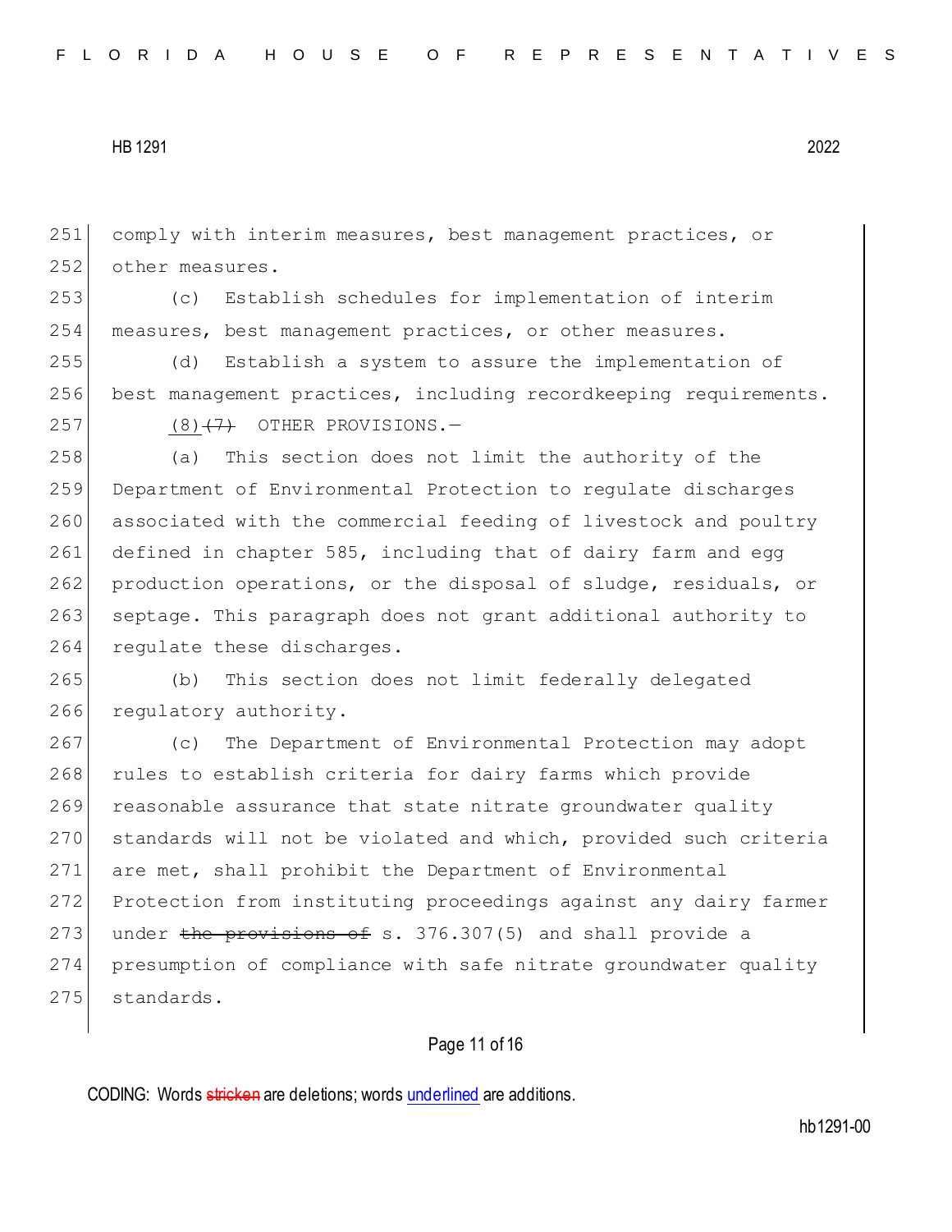comply with interim measures, best management practices, or other measures.

(c) Establish schedules for implementation of interim measures, best management practices, or other measures.

(d) Establish a system to assure the implementation of best management practices, including recordkeeping requirements.

<u>(8)</u>~~(7)~~ OTHER PROVISIONS.—

(a) This section does not limit the authority of the Department of Environmental Protection to regulate discharges associated with the commercial feeding of livestock and poultry defined in chapter 585, including that of dairy farm and egg production operations, or the disposal of sludge, residuals, or septage. This paragraph does not grant additional authority to regulate these discharges.

(b) This section does not limit federally delegated regulatory authority.

(c) The Department of Environmental Protection may adopt rules to establish criteria for dairy farms which provide reasonable assurance that state nitrate groundwater quality standards will not be violated and which, provided such criteria are met, shall prohibit the Department of Environmental Protection from instituting proceedings against any dairy farmer under ~~the provisions of~~ s. 376.307(5) and shall provide a presumption of compliance with safe nitrate groundwater quality standards.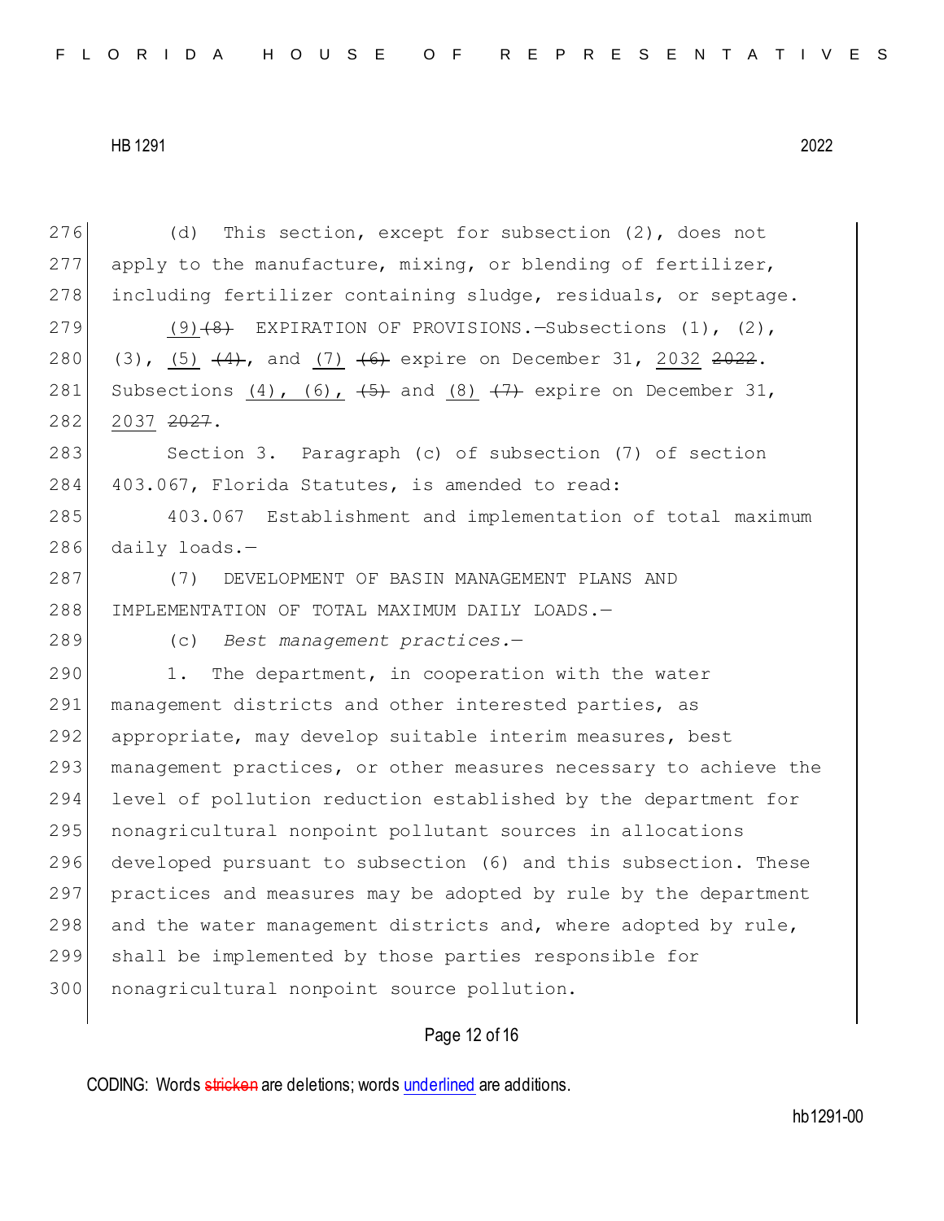(d) This section, except for subsection (2), does not apply to the manufacture, mixing, or blending of fertilizer, including fertilizer containing sludge, residuals, or septage.

(9) ~~(8)~~ EXPIRATION OF PROVISIONS.—Subsections (1), (2), (3), (5) ~~(4)~~, and (7) ~~(6)~~ expire on December 31, 2032 ~~2022~~. Subsections (4), (6), ~~(5)~~ and (8) ~~(7)~~ expire on December 31, 2037 ~~2027~~.

Section 3. Paragraph (c) of subsection (7) of section 403.067, Florida Statutes, is amended to read:

403.067 Establishment and implementation of total maximum daily loads.—

(7) DEVELOPMENT OF BASIN MANAGEMENT PLANS AND IMPLEMENTATION OF TOTAL MAXIMUM DAILY LOADS.—

(c) *Best management practices.*—

1. The department, in cooperation with the water management districts and other interested parties, as appropriate, may develop suitable interim measures, best management practices, or other measures necessary to achieve the level of pollution reduction established by the department for nonagricultural nonpoint pollutant sources in allocations developed pursuant to subsection (6) and this subsection. These practices and measures may be adopted by rule by the department and the water management districts and, where adopted by rule, shall be implemented by those parties responsible for nonagricultural nonpoint source pollution.

CODING: Words ~~stricken~~ are deletions; words underlined are additions.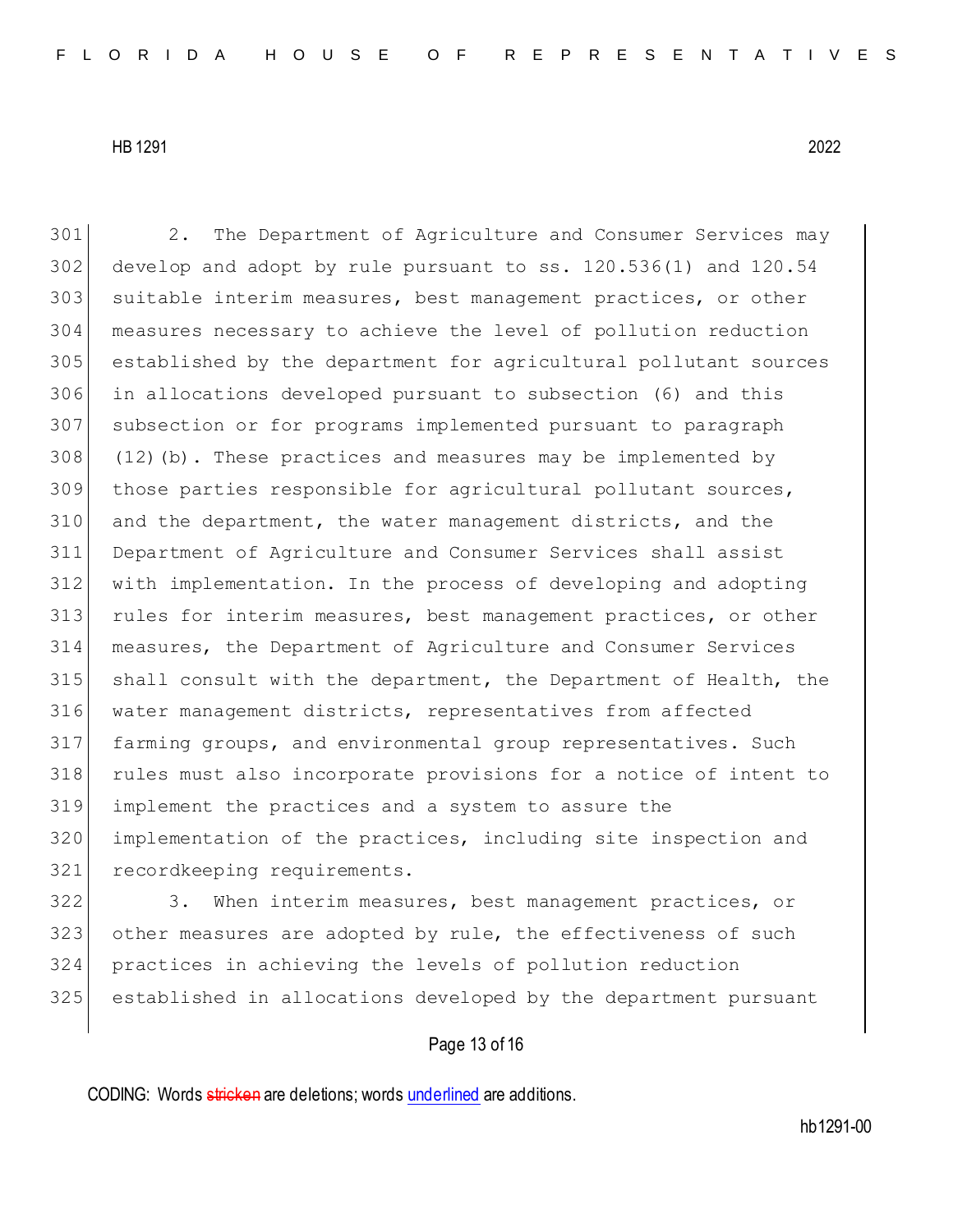2. The Department of Agriculture and Consumer Services may develop and adopt by rule pursuant to ss. 120.536(1) and 120.54 suitable interim measures, best management practices, or other measures necessary to achieve the level of pollution reduction established by the department for agricultural pollutant sources in allocations developed pursuant to subsection (6) and this subsection or for programs implemented pursuant to paragraph (12)(b). These practices and measures may be implemented by those parties responsible for agricultural pollutant sources, and the department, the water management districts, and the Department of Agriculture and Consumer Services shall assist with implementation. In the process of developing and adopting rules for interim measures, best management practices, or other measures, the Department of Agriculture and Consumer Services shall consult with the department, the Department of Health, the water management districts, representatives from affected farming groups, and environmental group representatives. Such rules must also incorporate provisions for a notice of intent to implement the practices and a system to assure the implementation of the practices, including site inspection and recordkeeping requirements.

3. When interim measures, best management practices, or other measures are adopted by rule, the effectiveness of such practices in achieving the levels of pollution reduction established in allocations developed by the department pursuant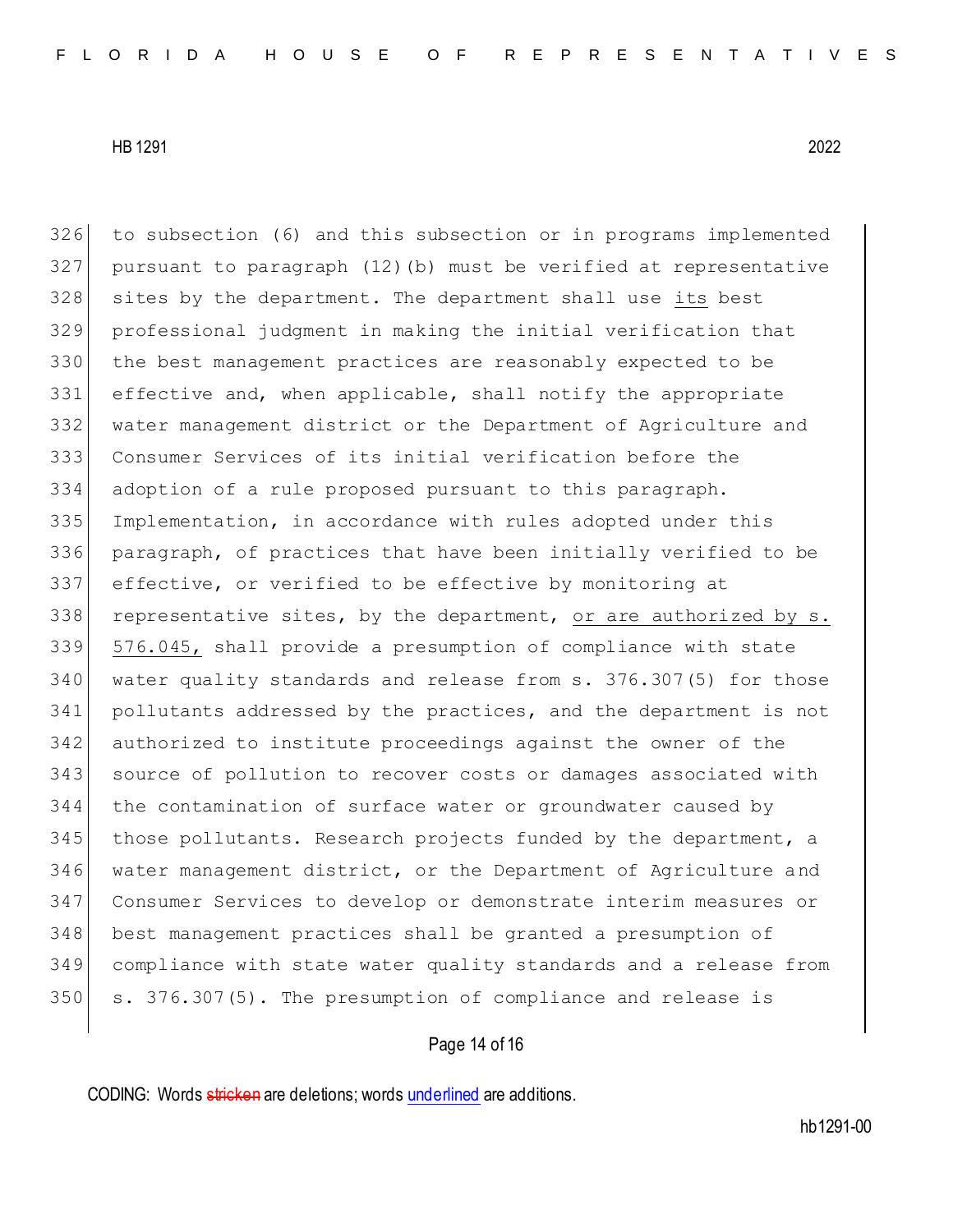326 to subsection (6) and this subsection or in programs implemented
327 pursuant to paragraph (12)(b) must be verified at representative
328 sites by the department. The department shall use <u>its</u> best
329 professional judgment in making the initial verification that
330 the best management practices are reasonably expected to be
331 effective and, when applicable, shall notify the appropriate
332 water management district or the Department of Agriculture and
333 Consumer Services of its initial verification before the
334 adoption of a rule proposed pursuant to this paragraph.
335 Implementation, in accordance with rules adopted under this
336 paragraph, of practices that have been initially verified to be
337 effective, or verified to be effective by monitoring at
338 representative sites, by the department, <u>or are authorized by s.</u>
339 <u>576.045,</u> shall provide a presumption of compliance with state
340 water quality standards and release from s. 376.307(5) for those
341 pollutants addressed by the practices, and the department is not
342 authorized to institute proceedings against the owner of the
343 source of pollution to recover costs or damages associated with
344 the contamination of surface water or groundwater caused by
345 those pollutants. Research projects funded by the department, a
346 water management district, or the Department of Agriculture and
347 Consumer Services to develop or demonstrate interim measures or
348 best management practices shall be granted a presumption of
349 compliance with state water quality standards and a release from
350 s. 376.307(5). The presumption of compliance and release is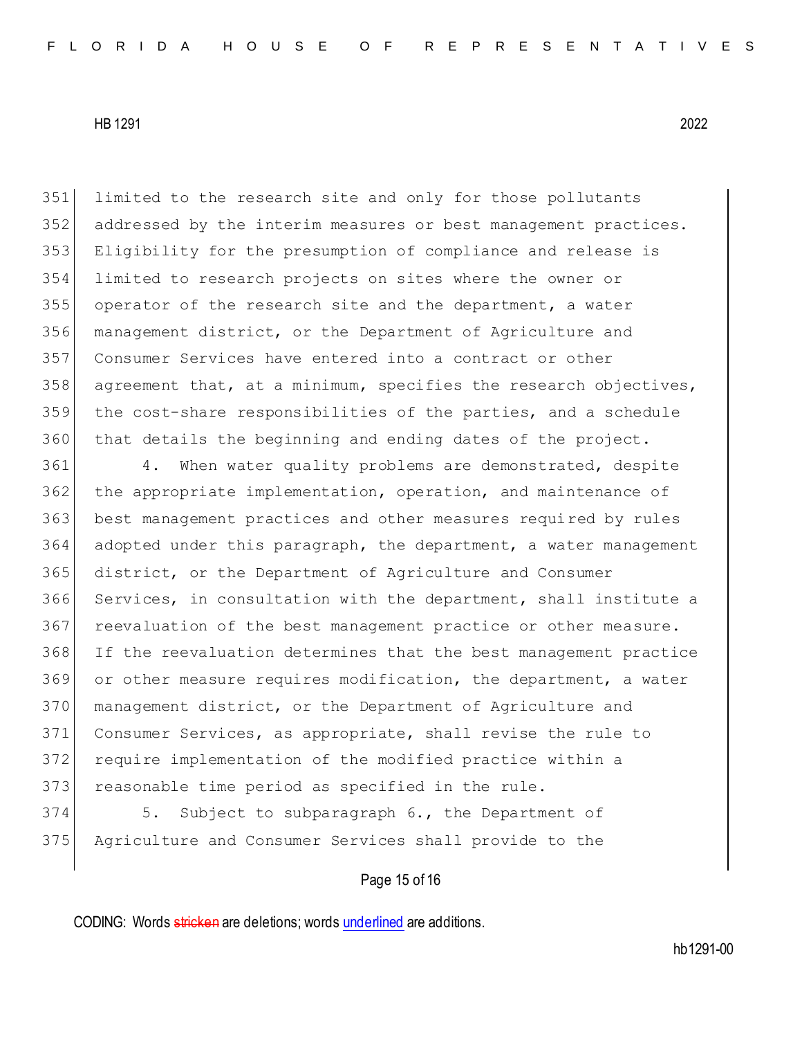limited to the research site and only for those pollutants addressed by the interim measures or best management practices. Eligibility for the presumption of compliance and release is limited to research projects on sites where the owner or operator of the research site and the department, a water management district, or the Department of Agriculture and Consumer Services have entered into a contract or other agreement that, at a minimum, specifies the research objectives, the cost-share responsibilities of the parties, and a schedule that details the beginning and ending dates of the project.

4. When water quality problems are demonstrated, despite the appropriate implementation, operation, and maintenance of best management practices and other measures required by rules adopted under this paragraph, the department, a water management district, or the Department of Agriculture and Consumer Services, in consultation with the department, shall institute a reevaluation of the best management practice or other measure. If the reevaluation determines that the best management practice or other measure requires modification, the department, a water management district, or the Department of Agriculture and Consumer Services, as appropriate, shall revise the rule to require implementation of the modified practice within a reasonable time period as specified in the rule.

5. Subject to subparagraph 6., the Department of Agriculture and Consumer Services shall provide to the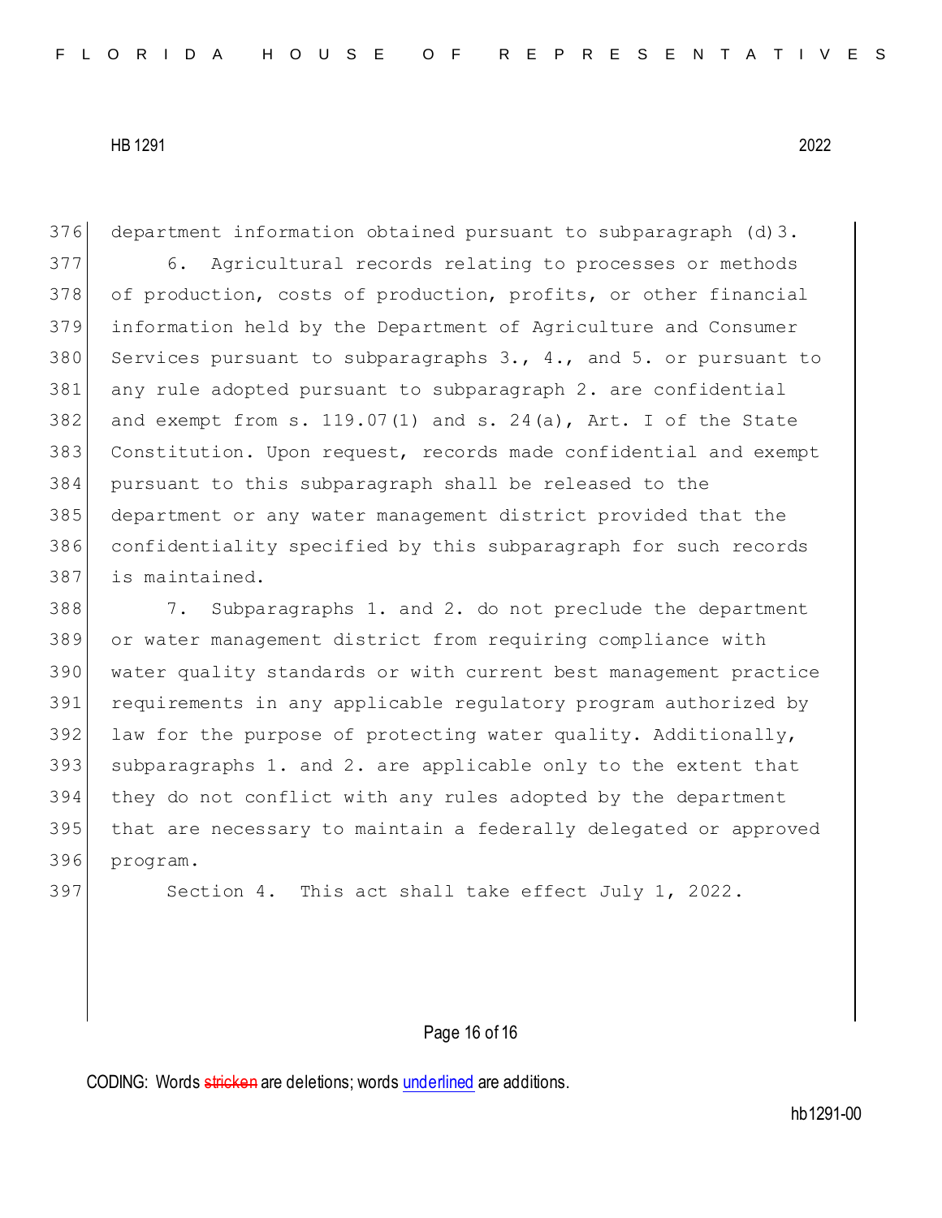department information obtained pursuant to subparagraph (d)3.

6. Agricultural records relating to processes or methods of production, costs of production, profits, or other financial information held by the Department of Agriculture and Consumer Services pursuant to subparagraphs 3., 4., and 5. or pursuant to any rule adopted pursuant to subparagraph 2. are confidential and exempt from s. 119.07(1) and s. 24(a), Art. I of the State Constitution. Upon request, records made confidential and exempt pursuant to this subparagraph shall be released to the department or any water management district provided that the confidentiality specified by this subparagraph for such records is maintained.

7. Subparagraphs 1. and 2. do not preclude the department or water management district from requiring compliance with water quality standards or with current best management practice requirements in any applicable regulatory program authorized by law for the purpose of protecting water quality. Additionally, subparagraphs 1. and 2. are applicable only to the extent that they do not conflict with any rules adopted by the department that are necessary to maintain a federally delegated or approved program.

Section 4. This act shall take effect July 1, 2022.